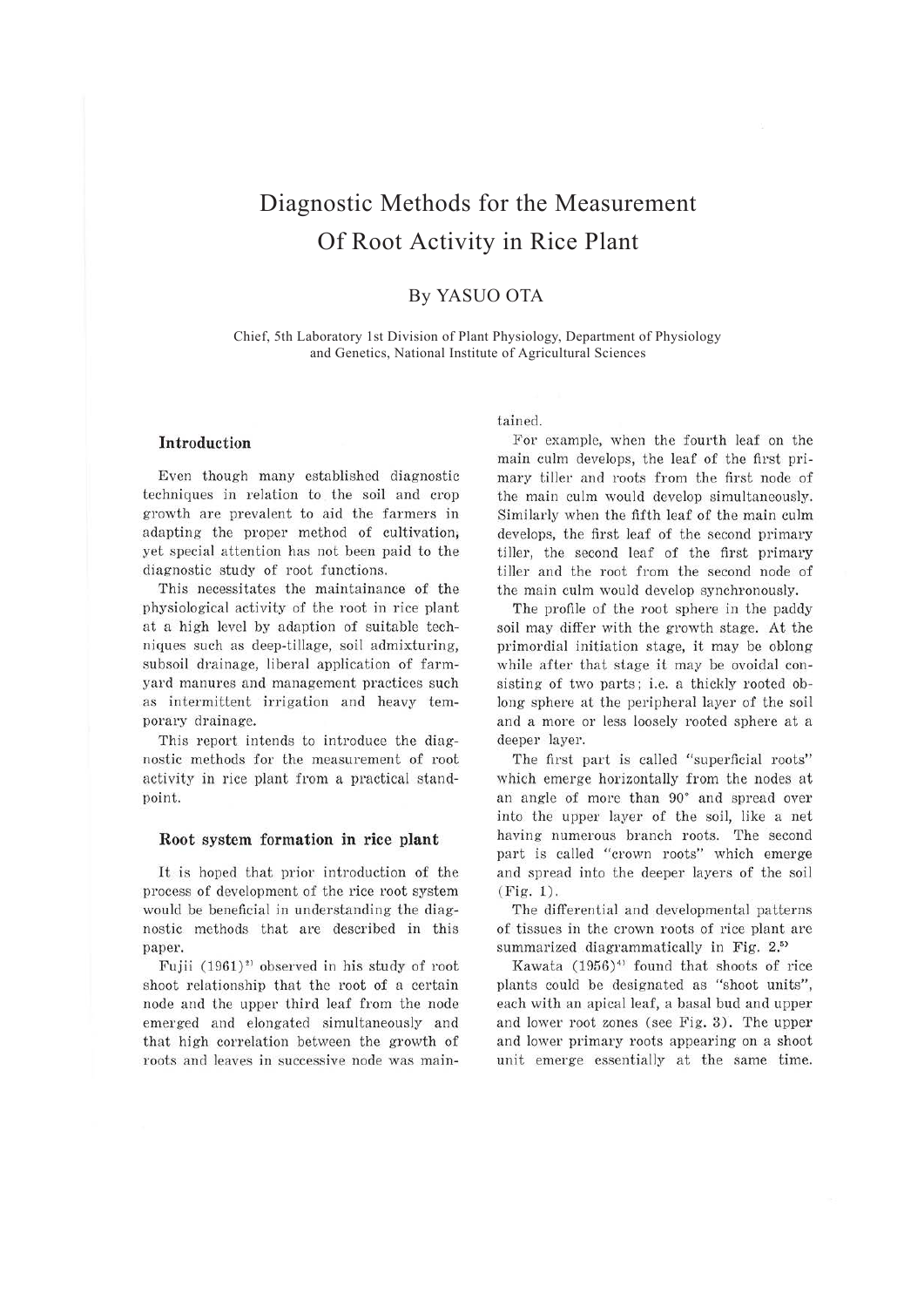# Diagnostic Methods for the Measurement Of Root Activity in Rice Plant

By YASUO OTA

Chief, 5th Laboratory 1st Division of Plant Physiology, Department of Physiology and Genetics, National Institute of Agricultural Sciences

## Introduction

Even though many established diagnostic techniques in relation to the soil and crop growth are prevalent to aid the farmers in adapting the proper method of cultivation, yet special attention has not been paid to the diagnostic study of root functions.

This necessitates the maintainance of the physiological activity of the root in rice plant at a high level by adaption of suitable techniques such as deep-tillage, soil admixturing, subsoil drainage, liberal application of farmyard manures and management practices such as intermittent irrigation and heavy temporary drainage.

This report intends to introduce the diagnostic methods for the measurement of root activity in rice plant from a practical standpoint.

## Root system formation in rice plant

It is hoped that prior introduction of the process of development of the rice root system would be beneficial in understanding the diagnostic methods that are described in this paper.

Fujii (1961)[2] observed in his study of root shoot relationship that the root of a certain node and the upper third leaf from the node emerged and elongated simultaneously and that high correlation between the growth of roots and leaves in successive node was maintained.

For example, when the fourth leaf on the main culm develops, the leaf of the first primary tiller and roots from the first node of the main culm would develop simultaneously. Similarly when the fifth leaf of the main culm develops, the first leaf of the second primary tiller, the second leaf of the first primary tiller and the root from the second node of the main culm would develop synchronously.

The profile of the root sphere in the paddy soil may differ with the growth stage. At the primordial initiation stage, it may be oblong while after that stage it may be ovoidal consisting of two parts; i.e. a thickly rooted oblong sphere at the peripheral layer of the soil and a more or less loosely rooted sphere at a deeper layer.

The first part is called "superficial roots" which emerge horizontally from the nodes at an angle of more than 90° and spread over into the upper layer of the soil, like a net having numerous branch roots. The second part is called "crown roots" which emerge and spread into the deeper layers of the soil (Fig. 1).

The differential and developmental patterns of tissues in the crown roots of rice plant are summarized diagrammatically in Fig. 2.[5]

Kawata (1956)[4] found that shoots of rice plants could be designated as "shoot units", each with an apical leaf, a basal bud and upper and lower root zones (see Fig. 3). The upper and lower primary roots appearing on a shoot unit emerge essentially at the same time.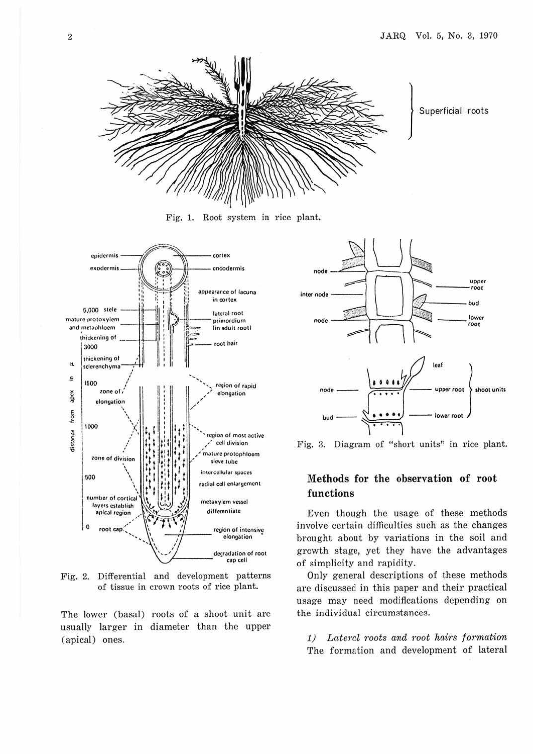Fig. 1. Root system in rice plant.

Fig. 2. Differential and development patterns of tissue in crown roots of rice plant.

The lower (basal) roots of a shoot unit are usually larger in diameter than the upper (apical) ones.

Fig. 3. Diagram of "short units" in rice plant.

## Methods for the observation of root functions

Even though the usage of these methods involve certain difficulties such as the changes brought about by variations in the soil and growth stage, yet they have the advantages of simplicity and rapidity.

Only general descriptions of these methods are discussed in this paper and their practical usage may need modifications depending on the individual circumstances.

*1) Lateral roots and root hairs formation*

The formation and development of lateral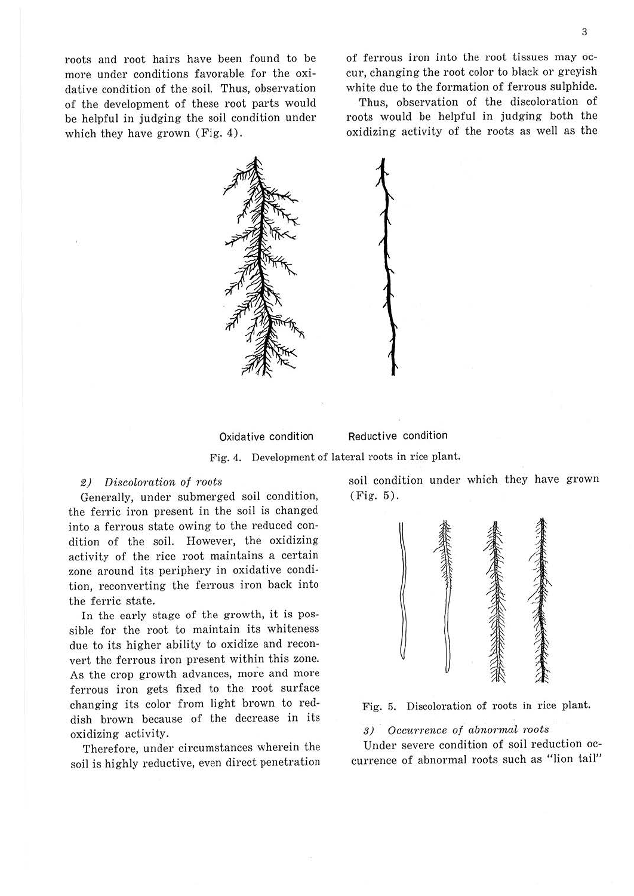roots and root hairs have been found to be more under conditions favorable for the oxidative condition of the soil. Thus, observation of the development of these root parts would be helpful in judging the soil condition under which they have grown (Fig. 4).

Oxidative condition Reductive condition

Fig. 4. Development of lateral roots in rice plant.

*2) Discoloration of roots*

Generally, under submerged soil condition, the ferric iron present in the soil is changed into a ferrous state owing to the reduced condition of the soil. However, the oxidizing activity of the rice root maintains a certain zone around its periphery in oxidative condition, reconverting the ferrous iron back into the ferric state.

In the early stage of the growth, it is possible for the root to maintain its whiteness due to its higher ability to oxidize and reconvert the ferrous iron present within this zone. As the crop growth advances, more and more ferrous iron gets fixed to the root surface changing its color from light brown to reddish brown because of the decrease in its oxidizing activity.

Therefore, under circumstances wherein the soil is highly reductive, even direct penetration of ferrous iron into the root tissues may occur, changing the root color to black or greyish white due to the formation of ferrous sulphide.

Thus, observation of the discoloration of roots would be helpful in judging both the oxidizing activity of the roots as well as the soil condition under which they have grown (Fig. 5).

Fig. 5. Discoloration of roots in rice plant.

*3) Occurrence of abnormal roots*

Under severe condition of soil reduction occurrence of abnormal roots such as "lion tail"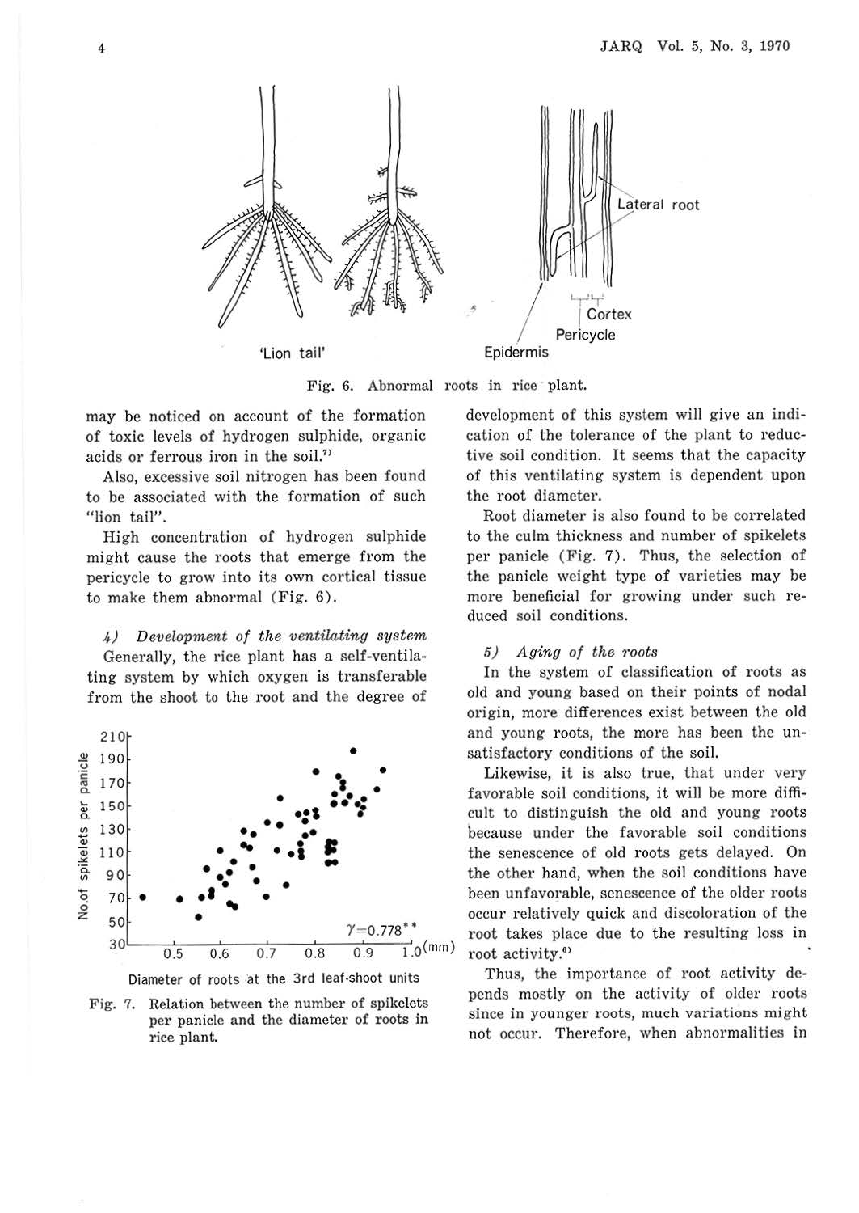Fig. 6. Abnormal roots in rice plant.

may be noticed on account of the formation of toxic levels of hydrogen sulphide, organic acids or ferrous iron in the soil.[7]

Also, excessive soil nitrogen has been found to be associated with the formation of such "lion tail".

High concentration of hydrogen sulphide might cause the roots that emerge from the pericycle to grow into its own cortical tissue to make them abnormal (Fig. 6).

#### *4) Development of the ventilating system*

Generally, the rice plant has a self-ventilating system by which oxygen is transferable from the shoot to the root and the degree of development of this system will give an indication of the tolerance of the plant to reductive soil condition. It seems that the capacity of this ventilating system is dependent upon the root diameter.

Root diameter is also found to be correlated to the culm thickness and number of spikelets per panicle (Fig. 7). Thus, the selection of the panicle weight type of varieties may be more beneficial for growing under such reduced soil conditions.

Fig. 7. Relation between the number of spikelets per panicle and the diameter of roots in rice plant.

#### *5) Aging of the roots*

In the system of classification of roots as old and young based on their points of nodal origin, more differences exist between the old and young roots, the more has been the unsatisfactory conditions of the soil.

Likewise, it is also true, that under very favorable soil conditions, it will be more difficult to distinguish the old and young roots because under the favorable soil conditions the senescence of old roots gets delayed. On the other hand, when the soil conditions have been unfavorable, senescence of the older roots occur relatively quick and discoloration of the root takes place due to the resulting loss in root activity.[6]

Thus, the importance of root activity depends mostly on the activity of older roots since in younger roots, much variations might not occur. Therefore, when abnormalities in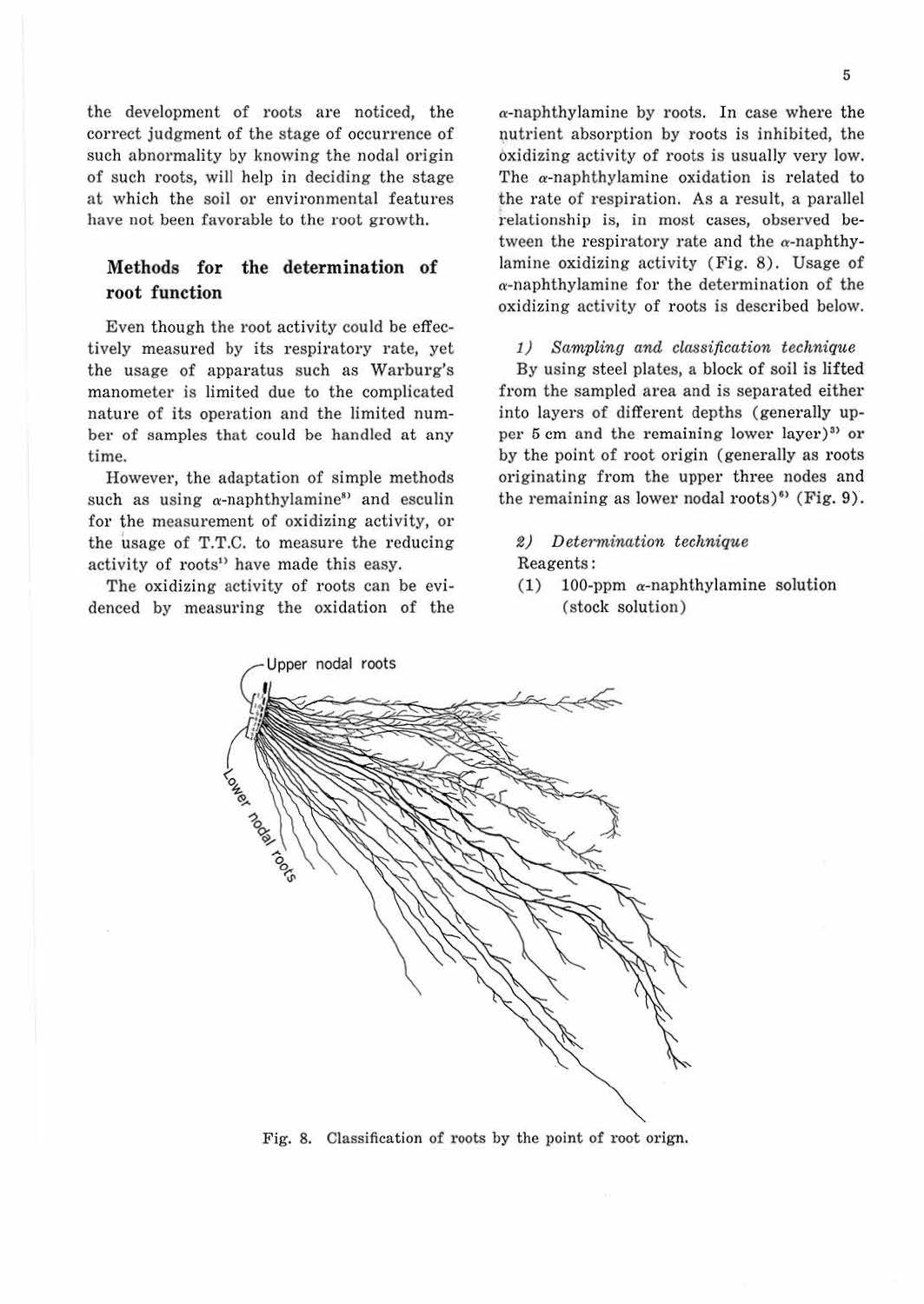the development of roots are noticed, the correct judgment of the stage of occurrence of such abnormality by knowing the nodal origin of such roots, will help in deciding the stage at which the soil or environmental features have not been favorable to the root growth.

## Methods for the determination of root function

Even though the root activity could be effectively measured by its respiratory rate, yet the usage of apparatus such as Warburg's manometer is limited due to the complicated nature of its operation and the limited number of samples that could be handled at any time.

However, the adaptation of simple methods such as using $\alpha$-naphthylamine[8] and esculin for the measurement of oxidizing activity, or the usage of T.T.C. to measure the reducing activity of roots[1] have made this easy.

The oxidizing activity of roots can be evidenced by measuring the oxidation of the $\alpha$-naphthylamine by roots. In case where the nutrient absorption by roots is inhibited, the oxidizing activity of roots is usually very low. The $\alpha$-naphthylamine oxidation is related to the rate of respiration. As a result, a parallel relationship is, in most cases, observed between the respiratory rate and the $\alpha$-naphthylamine oxidizing activity (Fig. 8). Usage of $\alpha$-naphthylamine for the determination of the oxidizing activity of roots is described below.

*1) Sampling and classification technique*

By using steel plates, a block of soil is lifted from the sampled area and is separated either into layers of different depths (generally upper 5 cm and the remaining lower layer)[3] or by the point of root origin (generally as roots originating from the upper three nodes and the remaining as lower nodal roots)[6] (Fig. 9).

*2) Determination technique*

Reagents:

(1) 100-ppm $\alpha$-naphthylamine solution (stock solution)

Upper nodal roots

Lower nodal roots

Fig. 8. Classification of roots by the point of root orign.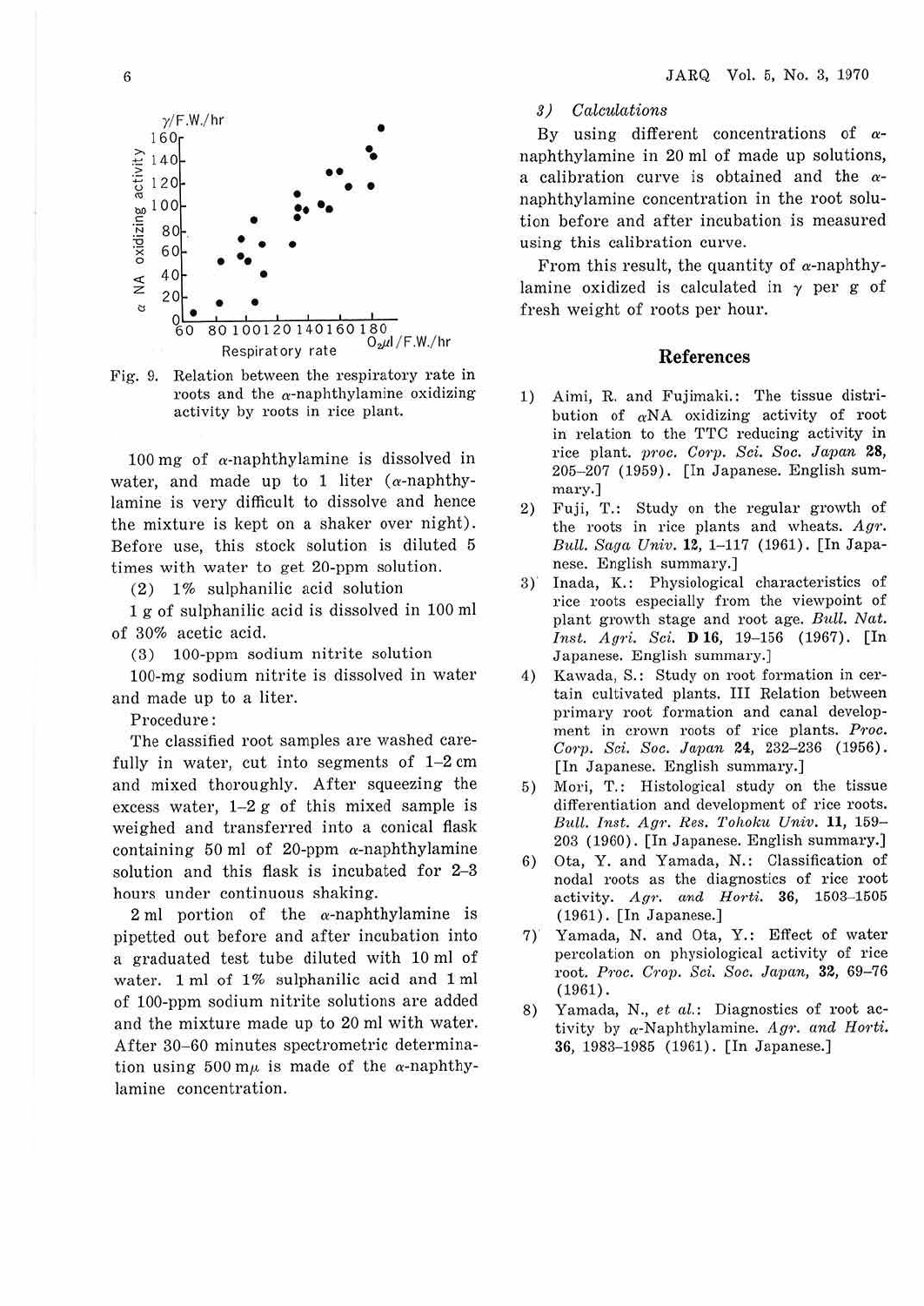γ/F.W./hr

160
140
120
100
80
60
40
20
0

α NA oxidizing activity

60 80 100 120 140 160 180

Respiratory rate $O_2$ μl/F.W./hr

Fig. 9. Relation between the respiratory rate in roots and the α-naphthylamine oxidizing activity by roots in rice plant.

100 mg of α-naphthylamine is dissolved in water, and made up to 1 liter (α-naphthylamine is very difficult to dissolve and hence the mixture is kept on a shaker over night). Before use, this stock solution is diluted 5 times with water to get 20-ppm solution.

(2) 1% sulphanilic acid solution

1 g of sulphanilic acid is dissolved in 100 ml of 30% acetic acid.

(3) 100-ppm sodium nitrite solution

100-mg sodium nitrite is dissolved in water and made up to a liter.

Procedure:

The classified root samples are washed carefully in water, cut into segments of 1–2 cm and mixed thoroughly. After squeezing the excess water, 1–2 g of this mixed sample is weighed and transferred into a conical flask containing 50 ml of 20-ppm α-naphthylamine solution and this flask is incubated for 2–3 hours under continuous shaking.

2 ml portion of the α-naphthylamine is pipetted out before and after incubation into a graduated test tube diluted with 10 ml of water. 1 ml of 1% sulphanilic acid and 1 ml of 100-ppm sodium nitrite solutions are added and the mixture made up to 20 ml with water. After 30–60 minutes spectrometric determination using 500 mμ is made of the α-naphthylamine concentration.

### 3) Calculations

By using different concentrations of α-naphthylamine in 20 ml of made up solutions, a calibration curve is obtained and the α-naphthylamine concentration in the root solution before and after incubation is measured using this calibration curve.

From this result, the quantity of α-naphthylamine oxidized is calculated in γ per g of fresh weight of roots per hour.

## References

1) Aimi, R. and Fujimaki.: The tissue distribution of αNA oxidizing activity of root in relation to the TTC reducing activity in rice plant. *proc. Corp. Sci. Soc. Japan* **28**, 205–207 (1959). [In Japanese. English summary.]
2) Fuji, T.: Study on the regular growth of the roots in rice plants and wheats. *Agr. Bull. Saga Univ.* **12**, 1–117 (1961). [In Japanese. English summary.]
3) Inada, K.: Physiological characteristics of rice roots especially from the viewpoint of plant growth stage and root age. *Bull. Nat. Inst. Agri. Sci.* **D 16**, 19–156 (1967). [In Japanese. English summary.]
4) Kawada, S.: Study on root formation in certain cultivated plants. III Relation between primary root formation and canal development in crown roots of rice plants. *Proc. Corp. Sci. Soc. Japan* **24**, 232–236 (1956). [In Japanese. English summary.]
5) Mori, T.: Histological study on the tissue differentiation and development of rice roots. *Bull. Inst. Agr. Res. Tohoku Univ.* **11**, 159–203 (1960). [In Japanese. English summary.]
6) Ota, Y. and Yamada, N.: Classification of nodal roots as the diagnostics of rice root activity. *Agr. and Horti.* **36**, 1503–1505 (1961). [In Japanese.]
7) Yamada, N. and Ota, Y.: Effect of water percolation on physiological activity of rice root. *Proc. Crop. Sci. Soc. Japan*, **32**, 69–76 (1961).
8) Yamada, N., *et al.*: Diagnostics of root activity by α-Naphthylamine. *Agr. and Horti.* **36**, 1983–1985 (1961). [In Japanese.]